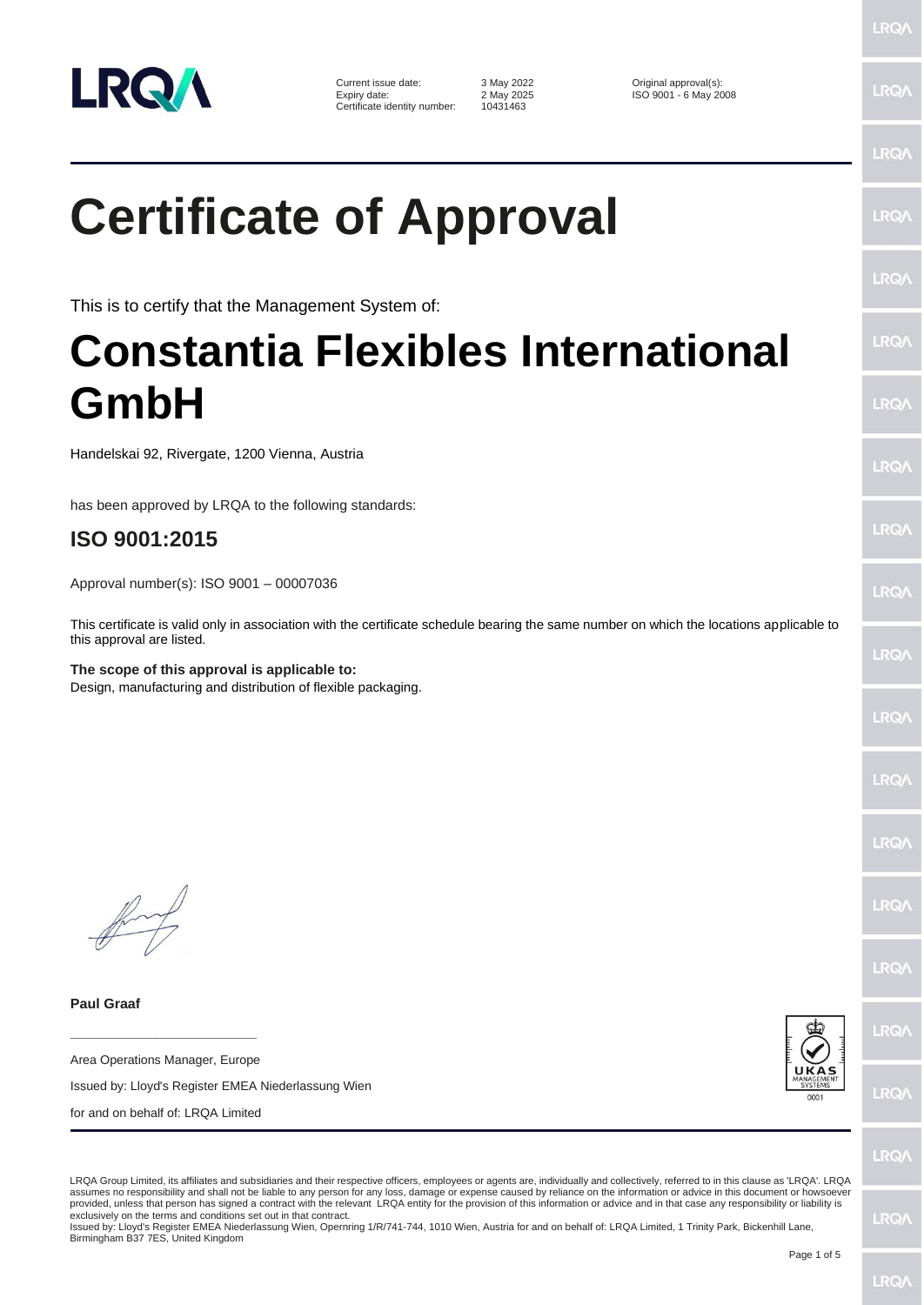| | | |
|---|---|---|
| Current issue date: | 3 May 2022 | Original approval(s): |
| Expiry date: | 2 May 2025 | ISO 9001 - 6 May 2008 |
| Certificate identity number: | 10431463 | |

# Certificate of Approval

This is to certify that the Management System of:

# Constantia Flexibles International GmbH

Handelskai 92, Rivergate, 1200 Vienna, Austria

has been approved by LRQA to the following standards:

## ISO 9001:2015

Approval number(s): ISO 9001 – 00007036

This certificate is valid only in association with the certificate schedule bearing the same number on which the locations applicable to this approval are listed.

**The scope of this approval is applicable to:**
Design, manufacturing and distribution of flexible packaging.

**Paul Graaf**

Area Operations Manager, Europe

Issued by: Lloyd's Register EMEA Niederlassung Wien

for and on behalf of: LRQA Limited

LRQA Group Limited, its affiliates and subsidiaries and their respective officers, employees or agents are, individually and collectively, referred to in this clause as 'LRQA'. LRQA assumes no responsibility and shall not be liable to any person for any loss, damage or expense caused by reliance on the information or advice in this document or howsoever provided, unless that person has signed a contract with the relevant LRQA entity for the provision of this information or advice and in that case any responsibility or liability is exclusively on the terms and conditions set out in that contract.
Issued by: Lloyd's Register EMEA Niederlassung Wien, Opernring 1/R/741-744, 1010 Wien, Austria for and on behalf of: LRQA Limited, 1 Trinity Park, Bickenhill Lane, Birmingham B37 7ES, United Kingdom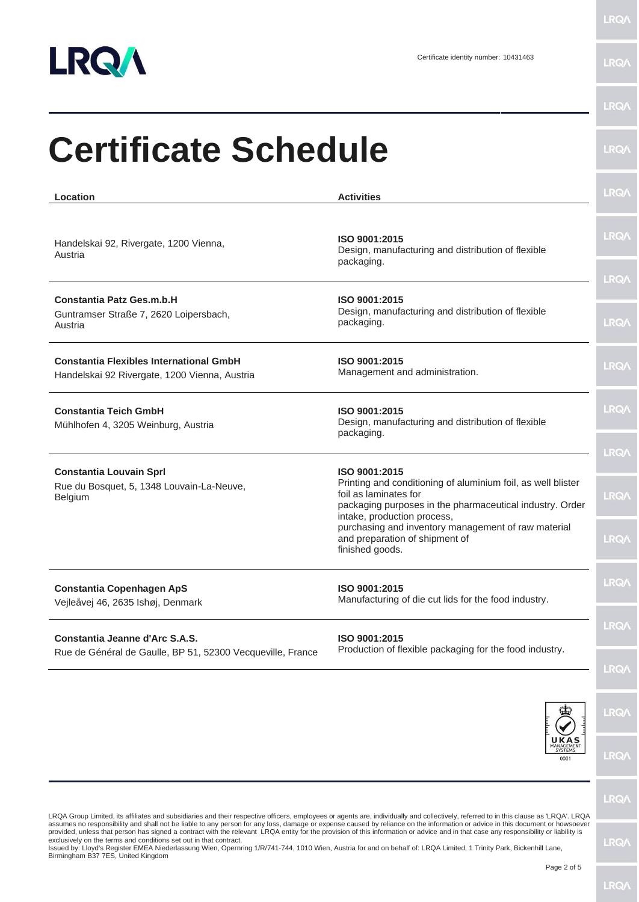Certificate identity number: 10431463

# Certificate Schedule

| Location | Activities |
|---|---|
| Handelskai 92, Rivergate, 1200 Vienna, Austria | **ISO 9001:2015** Design, manufacturing and distribution of flexible packaging. |
| **Constantia Patz Ges.m.b.H** Guntramser Straße 7, 2620 Loipersbach, Austria | **ISO 9001:2015** Design, manufacturing and distribution of flexible packaging. |
| **Constantia Flexibles International GmbH** Handelskai 92 Rivergate, 1200 Vienna, Austria | **ISO 9001:2015** Management and administration. |
| **Constantia Teich GmbH** Mühlhofen 4, 3205 Weinburg, Austria | **ISO 9001:2015** Design, manufacturing and distribution of flexible packaging. |
| **Constantia Louvain Sprl** Rue du Bosquet, 5, 1348 Louvain-La-Neuve, Belgium | **ISO 9001:2015** Printing and conditioning of aluminium foil, as well blister foil as laminates for packaging purposes in the pharmaceutical industry. Order intake, production process, purchasing and inventory management of raw material and preparation of shipment of finished goods. |
| **Constantia Copenhagen ApS** Vejleåvej 46, 2635 Ishøj, Denmark | **ISO 9001:2015** Manufacturing of die cut lids for the food industry. |
| **Constantia Jeanne d'Arc S.A.S.** Rue de Général de Gaulle, BP 51, 52300 Vecqueville, France | **ISO 9001:2015** Production of flexible packaging for the food industry. |

LRQA Group Limited, its affiliates and subsidiaries and their respective officers, employees or agents are, individually and collectively, referred to in this clause as 'LRQA'. LRQA assumes no responsibility and shall not be liable to any person for any loss, damage or expense caused by reliance on the information or advice in this document or howsoever provided, unless that person has signed a contract with the relevant LRQA entity for the provision of this information or advice and in that case any responsibility or liability is exclusively on the terms and conditions set out in that contract.
Issued by: Lloyd's Register EMEA Niederlassung Wien, Opernring 1/R/741-744, 1010 Wien, Austria for and on behalf of: LRQA Limited, 1 Trinity Park, Bickenhill Lane, Birmingham B37 7ES, United Kingdom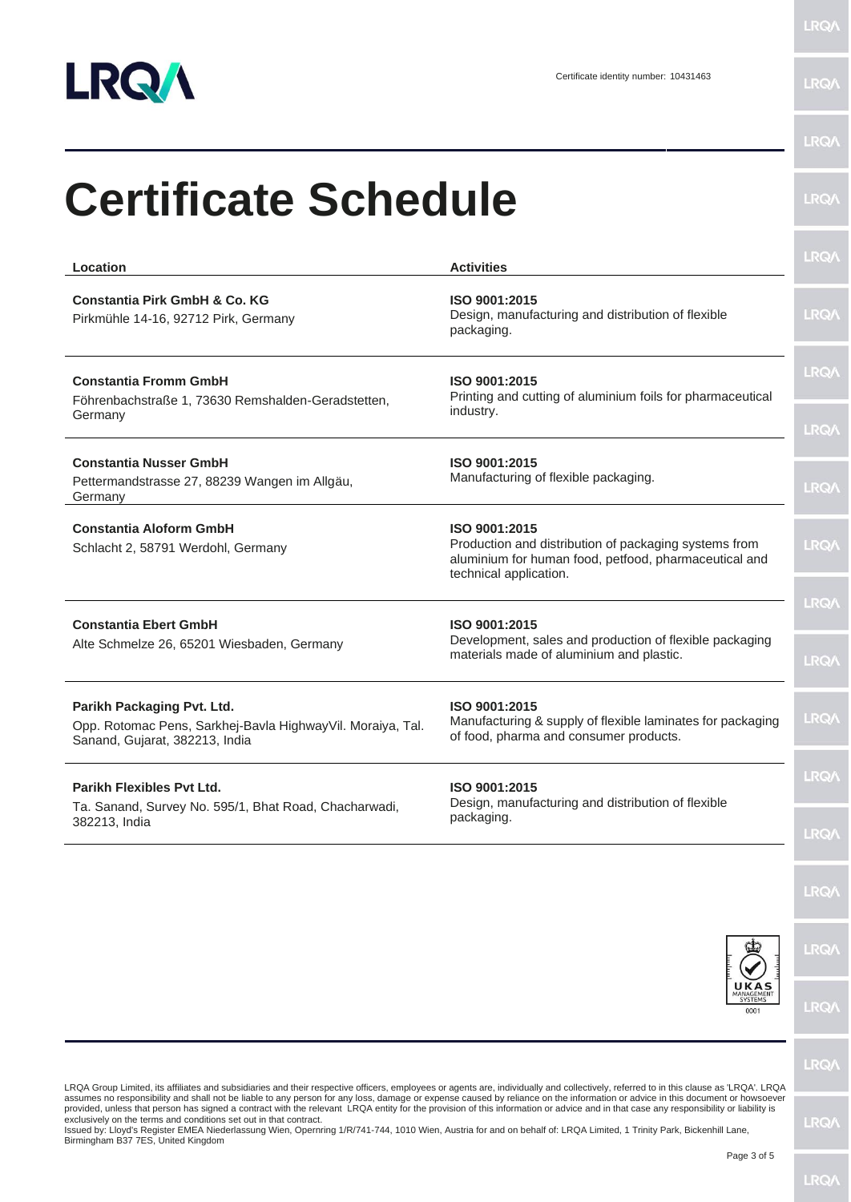Certificate identity number: 10431463

# Certificate Schedule

| Location | Activities |
| --- | --- |
| **Constantia Pirk GmbH & Co. KG**<br>Pirkmühle 14-16, 92712 Pirk, Germany | **ISO 9001:2015**<br>Design, manufacturing and distribution of flexible packaging. |
| **Constantia Fromm GmbH**<br>Föhrenbachstraße 1, 73630 Remshalden-Geradstetten, Germany | **ISO 9001:2015**<br>Printing and cutting of aluminium foils for pharmaceutical industry. |
| **Constantia Nusser GmbH**<br>Pettermandstrasse 27, 88239 Wangen im Allgäu, Germany | **ISO 9001:2015**<br>Manufacturing of flexible packaging. |
| **Constantia Aloform GmbH**<br>Schlacht 2, 58791 Werdohl, Germany | **ISO 9001:2015**<br>Production and distribution of packaging systems from aluminium for human food, petfood, pharmaceutical and technical application. |
| **Constantia Ebert GmbH**<br>Alte Schmelze 26, 65201 Wiesbaden, Germany | **ISO 9001:2015**<br>Development, sales and production of flexible packaging materials made of aluminium and plastic. |
| **Parikh Packaging Pvt. Ltd.**<br>Opp. Rotomac Pens, Sarkhej-Bavla HighwayVil. Moraiya, Tal. Sanand, Gujarat, 382213, India | **ISO 9001:2015**<br>Manufacturing & supply of flexible laminates for packaging of food, pharma and consumer products. |
| **Parikh Flexibles Pvt Ltd.**<br>Ta. Sanand, Survey No. 595/1, Bhat Road, Chacharwadi, 382213, India | **ISO 9001:2015**<br>Design, manufacturing and distribution of flexible packaging. |

UKAS MANAGEMENT SYSTEMS 0001

LRQA Group Limited, its affiliates and subsidiaries and their respective officers, employees or agents are, individually and collectively, referred to in this clause as 'LRQA'. LRQA assumes no responsibility and shall not be liable to any person for any loss, damage or expense caused by reliance on the information or advice in this document or howsoever provided, unless that person has signed a contract with the relevant LRQA entity for the provision of this information or advice and in that case any responsibility or liability is exclusively on the terms and conditions set out in that contract.
Issued by: Lloyd's Register EMEA Niederlassung Wien, Opernring 1/R/741-744, 1010 Wien, Austria for and on behalf of: LRQA Limited, 1 Trinity Park, Bickenhill Lane, Birmingham B37 7ES, United Kingdom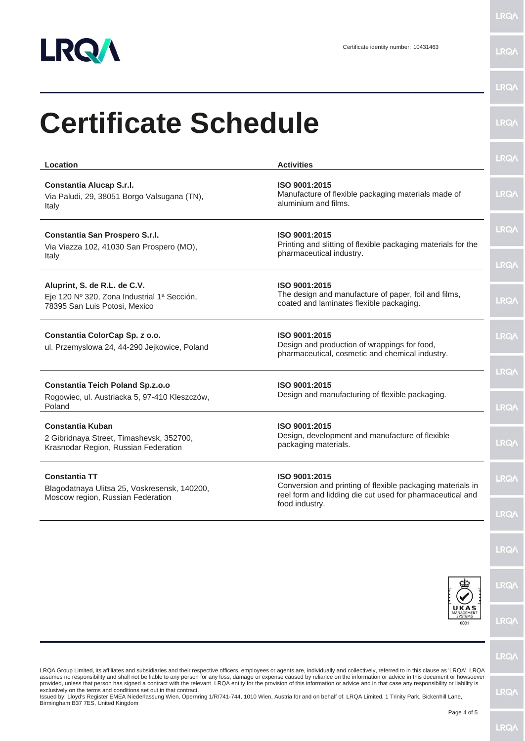Certificate identity number: 10431463

# Certificate Schedule

| Location | Activities |
| --- | --- |
| **Constantia Alucap S.r.l.**<br>Via Paludi, 29, 38051 Borgo Valsugana (TN), Italy | **ISO 9001:2015**<br>Manufacture of flexible packaging materials made of aluminium and films. |
| **Constantia San Prospero S.r.l.**<br>Via Viazza 102, 41030 San Prospero (MO), Italy | **ISO 9001:2015**<br>Printing and slitting of flexible packaging materials for the pharmaceutical industry. |
| **Aluprint, S. de R.L. de C.V.**<br>Eje 120 Nº 320, Zona Industrial 1ª Sección, 78395 San Luis Potosi, Mexico | **ISO 9001:2015**<br>The design and manufacture of paper, foil and films, coated and laminates flexible packaging. |
| **Constantia ColorCap Sp. z o.o.**<br>ul. Przemyslowa 24, 44-290 Jejkowice, Poland | **ISO 9001:2015**<br>Design and production of wrappings for food, pharmaceutical, cosmetic and chemical industry. |
| **Constantia Teich Poland Sp.z.o.o**<br>Rogowiec, ul. Austriacka 5, 97-410 Kleszczów, Poland | **ISO 9001:2015**<br>Design and manufacturing of flexible packaging. |
| **Constantia Kuban**<br>2 Gibridnaya Street, Timashevsk, 352700, Krasnodar Region, Russian Federation | **ISO 9001:2015**<br>Design, development and manufacture of flexible packaging materials. |
| **Constantia TT**<br>Blagodatnaya Ulitsa 25, Voskresensk, 140200, Moscow region, Russian Federation | **ISO 9001:2015**<br>Conversion and printing of flexible packaging materials in reel form and lidding die cut used for pharmaceutical and food industry. |

LRQA Group Limited, its affiliates and subsidiaries and their respective officers, employees or agents are, individually and collectively, referred to in this clause as 'LRQA'. LRQA assumes no responsibility and shall not be liable to any person for any loss, damage or expense caused by reliance on the information or advice in this document or howsoever provided, unless that person has signed a contract with the relevant LRQA entity for the provision of this information or advice and in that case any responsibility or liability is exclusively on the terms and conditions set out in that contract.
Issued by: Lloyd's Register EMEA Niederlassung Wien, Opernring 1/R/741-744, 1010 Wien, Austria for and on behalf of: LRQA Limited, 1 Trinity Park, Bickenhill Lane, Birmingham B37 7ES, United Kingdom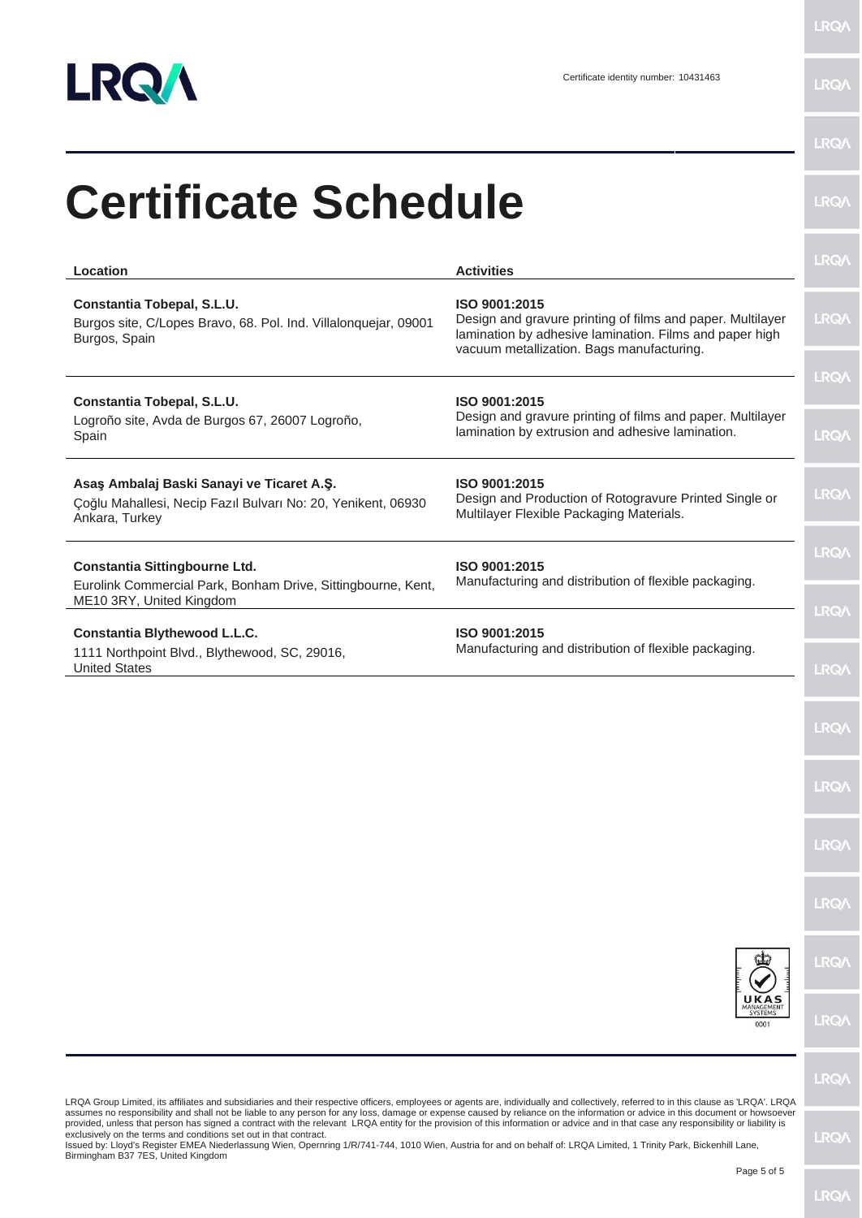Certificate identity number: 10431463

# Certificate Schedule

| Location | Activities |
|---|---|
| **Constantia Tobepal, S.L.U.**<br>Burgos site, C/Lopes Bravo, 68. Pol. Ind. Villalonquejar, 09001 Burgos, Spain | **ISO 9001:2015**<br>Design and gravure printing of films and paper. Multilayer lamination by adhesive lamination. Films and paper high vacuum metallization. Bags manufacturing. |
| **Constantia Tobepal, S.L.U.**<br>Logroño site, Avda de Burgos 67, 26007 Logroño, Spain | **ISO 9001:2015**<br>Design and gravure printing of films and paper. Multilayer lamination by extrusion and adhesive lamination. |
| **Asaş Ambalaj Baski Sanayi ve Ticaret A.Ş.**<br>Çoğlu Mahallesi, Necip Fazıl Bulvarı No: 20, Yenikent, 06930 Ankara, Turkey | **ISO 9001:2015**<br>Design and Production of Rotogravure Printed Single or Multilayer Flexible Packaging Materials. |
| **Constantia Sittingbourne Ltd.**<br>Eurolink Commercial Park, Bonham Drive, Sittingbourne, Kent, ME10 3RY, United Kingdom | **ISO 9001:2015**<br>Manufacturing and distribution of flexible packaging. |
| **Constantia Blythewood L.L.C.**<br>1111 Northpoint Blvd., Blythewood, SC, 29016, United States | **ISO 9001:2015**<br>Manufacturing and distribution of flexible packaging. |

UKAS MANAGEMENT SYSTEMS 0001

LRQA Group Limited, its affiliates and subsidiaries and their respective officers, employees or agents are, individually and collectively, referred to in this clause as 'LRQA'. LRQA assumes no responsibility and shall not be liable to any person for any loss, damage or expense caused by reliance on the information or advice in this document or howsoever provided, unless that person has signed a contract with the relevant LRQA entity for the provision of this information or advice and in that case any responsibility or liability is exclusively on the terms and conditions set out in that contract.
Issued by: Lloyd's Register EMEA Niederlassung Wien, Opernring 1/R/741-744, 1010 Wien, Austria for and on behalf of: LRQA Limited, 1 Trinity Park, Bickenhill Lane, Birmingham B37 7ES, United Kingdom